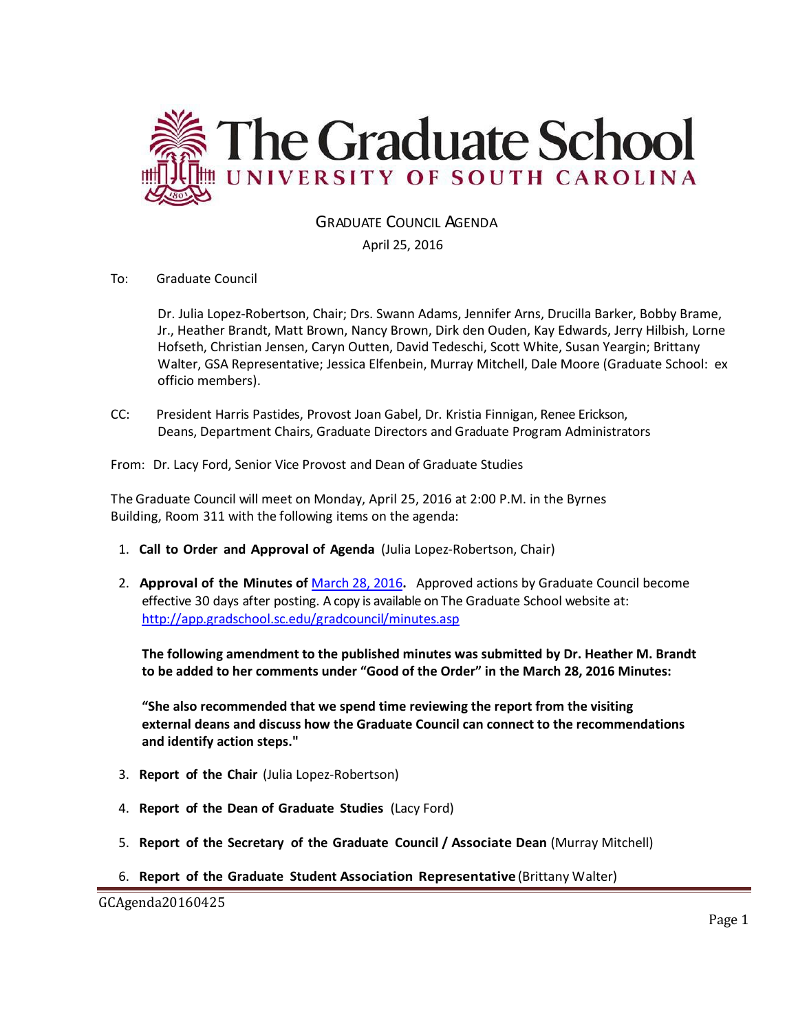# The Graduate School
UNIVERSITY OF SOUTH CAROLINA

## GRADUATE COUNCIL AGENDA

April 25, 2016

To: Graduate Council

Dr. Julia Lopez-Robertson, Chair; Drs. Swann Adams, Jennifer Arns, Drucilla Barker, Bobby Brame, Jr., Heather Brandt, Matt Brown, Nancy Brown, Dirk den Ouden, Kay Edwards, Jerry Hilbish, Lorne Hofseth, Christian Jensen, Caryn Outten, David Tedeschi, Scott White, Susan Yeargin; Brittany Walter, GSA Representative; Jessica Elfenbein, Murray Mitchell, Dale Moore (Graduate School: ex officio members).

CC: President Harris Pastides, Provost Joan Gabel, Dr. Kristia Finnigan, Renee Erickson, Deans, Department Chairs, Graduate Directors and Graduate Program Administrators

From: Dr. Lacy Ford, Senior Vice Provost and Dean of Graduate Studies

The Graduate Council will meet on Monday, April 25, 2016 at 2:00 P.M. in the Byrnes Building, Room 311 with the following items on the agenda:

1. **Call to Order and Approval of Agenda** (Julia Lopez-Robertson, Chair)

2. **Approval of the Minutes of** [March 28, 2016](http://app.gradschool.sc.edu/gradcouncil/minutes.asp)**.** Approved actions by Graduate Council become effective 30 days after posting. A copy is available on The Graduate School website at: http://app.gradschool.sc.edu/gradcouncil/minutes.asp

   **The following amendment to the published minutes was submitted by Dr. Heather M. Brandt to be added to her comments under "Good of the Order" in the March 28, 2016 Minutes:**

   **"She also recommended that we spend time reviewing the report from the visiting external deans and discuss how the Graduate Council can connect to the recommendations and identify action steps."**

3. **Report of the Chair** (Julia Lopez-Robertson)

4. **Report of the Dean of Graduate Studies** (Lacy Ford)

5. **Report of the Secretary of the Graduate Council / Associate Dean** (Murray Mitchell)

6. **Report of the Graduate Student Association Representative** (Brittany Walter)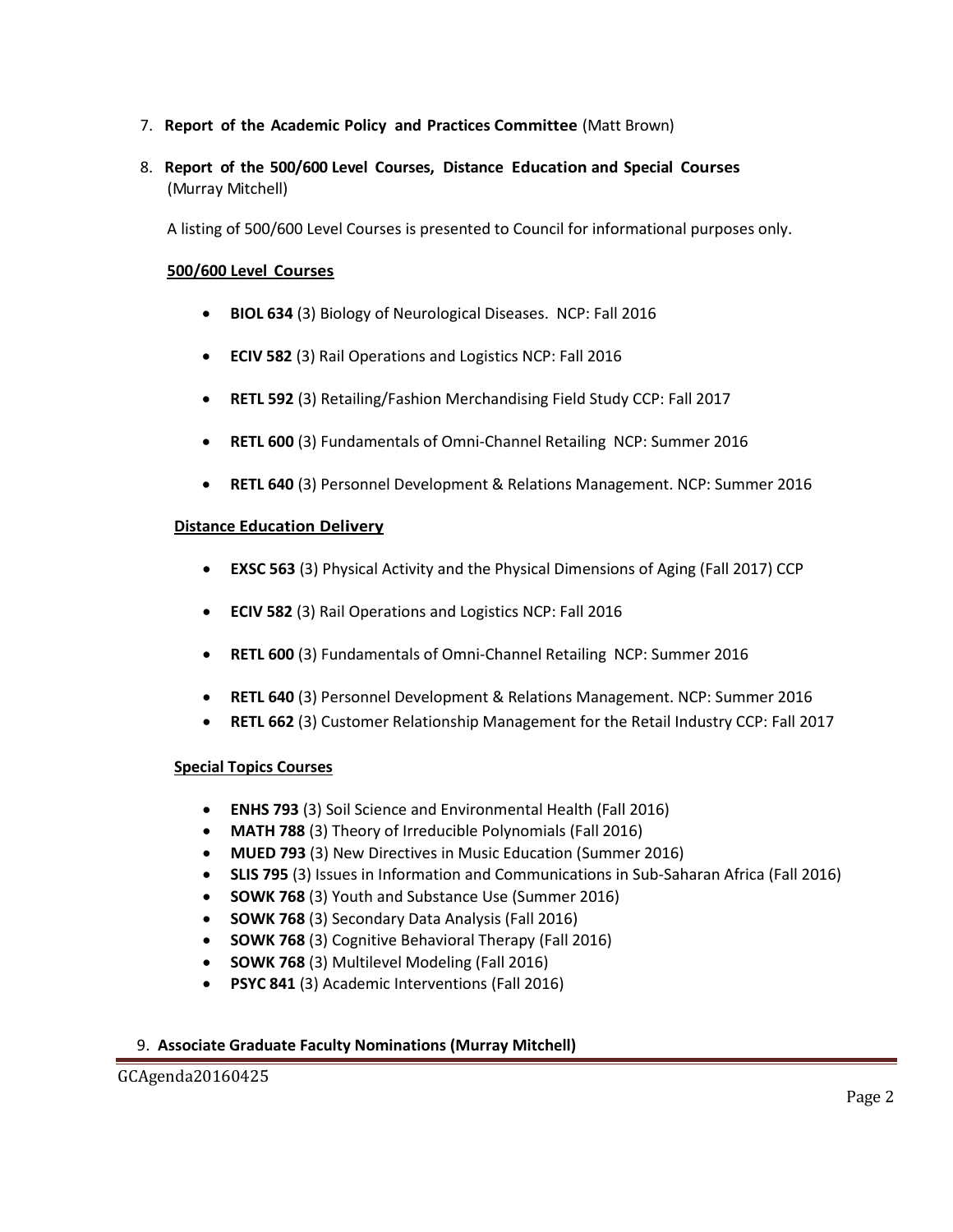7. **Report of the Academic Policy and Practices Committee** (Matt Brown)

8. **Report of the 500/600 Level Courses, Distance Education and Special Courses** (Murray Mitchell)

   A listing of 500/600 Level Courses is presented to Council for informational purposes only.

   **500/600 Level Courses**

   - **BIOL 634** (3) Biology of Neurological Diseases. NCP: Fall 2016
   - **ECIV 582** (3) Rail Operations and Logistics NCP: Fall 2016
   - **RETL 592** (3) Retailing/Fashion Merchandising Field Study CCP: Fall 2017
   - **RETL 600** (3) Fundamentals of Omni-Channel Retailing NCP: Summer 2016
   - **RETL 640** (3) Personnel Development & Relations Management. NCP: Summer 2016

   **Distance Education Delivery**

   - **EXSC 563** (3) Physical Activity and the Physical Dimensions of Aging (Fall 2017) CCP
   - **ECIV 582** (3) Rail Operations and Logistics NCP: Fall 2016
   - **RETL 600** (3) Fundamentals of Omni-Channel Retailing NCP: Summer 2016
   - **RETL 640** (3) Personnel Development & Relations Management. NCP: Summer 2016
   - **RETL 662** (3) Customer Relationship Management for the Retail Industry CCP: Fall 2017

   **Special Topics Courses**

   - **ENHS 793** (3) Soil Science and Environmental Health (Fall 2016)
   - **MATH 788** (3) Theory of Irreducible Polynomials (Fall 2016)
   - **MUED 793** (3) New Directives in Music Education (Summer 2016)
   - **SLIS 795** (3) Issues in Information and Communications in Sub-Saharan Africa (Fall 2016)
   - **SOWK 768** (3) Youth and Substance Use (Summer 2016)
   - **SOWK 768** (3) Secondary Data Analysis (Fall 2016)
   - **SOWK 768** (3) Cognitive Behavioral Therapy (Fall 2016)
   - **SOWK 768** (3) Multilevel Modeling (Fall 2016)
   - **PSYC 841** (3) Academic Interventions (Fall 2016)

9. **Associate Graduate Faculty Nominations (Murray Mitchell)**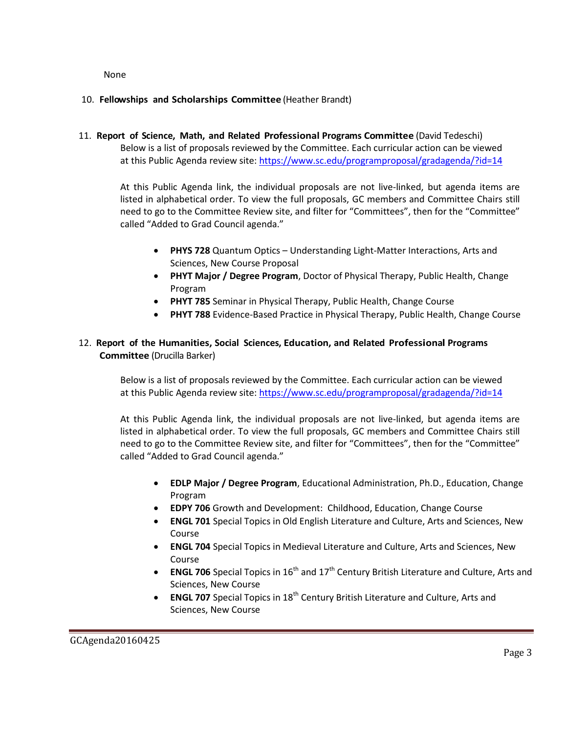None

10. **Fellowships and Scholarships Committee** (Heather Brandt)

11. **Report of Science, Math, and Related Professional Programs Committee** (David Tedeschi)

    Below is a list of proposals reviewed by the Committee. Each curricular action can be viewed at this Public Agenda review site: https://www.sc.edu/programproposal/gradagenda/?id=14

    At this Public Agenda link, the individual proposals are not live-linked, but agenda items are listed in alphabetical order. To view the full proposals, GC members and Committee Chairs still need to go to the Committee Review site, and filter for "Committees", then for the "Committee" called "Added to Grad Council agenda."

    - **PHYS 728** Quantum Optics – Understanding Light-Matter Interactions, Arts and Sciences, New Course Proposal
    - **PHYT Major / Degree Program**, Doctor of Physical Therapy, Public Health, Change Program
    - **PHYT 785** Seminar in Physical Therapy, Public Health, Change Course
    - **PHYT 788** Evidence-Based Practice in Physical Therapy, Public Health, Change Course

12. **Report of the Humanities, Social Sciences, Education, and Related Professional Programs Committee** (Drucilla Barker)

    Below is a list of proposals reviewed by the Committee. Each curricular action can be viewed at this Public Agenda review site: https://www.sc.edu/programproposal/gradagenda/?id=14

    At this Public Agenda link, the individual proposals are not live-linked, but agenda items are listed in alphabetical order. To view the full proposals, GC members and Committee Chairs still need to go to the Committee Review site, and filter for "Committees", then for the "Committee" called "Added to Grad Council agenda."

    - **EDLP Major / Degree Program**, Educational Administration, Ph.D., Education, Change Program
    - **EDPY 706** Growth and Development: Childhood, Education, Change Course
    - **ENGL 701** Special Topics in Old English Literature and Culture, Arts and Sciences, New Course
    - **ENGL 704** Special Topics in Medieval Literature and Culture, Arts and Sciences, New Course
    - **ENGL 706** Special Topics in 16th and 17th Century British Literature and Culture, Arts and Sciences, New Course
    - **ENGL 707** Special Topics in 18th Century British Literature and Culture, Arts and Sciences, New Course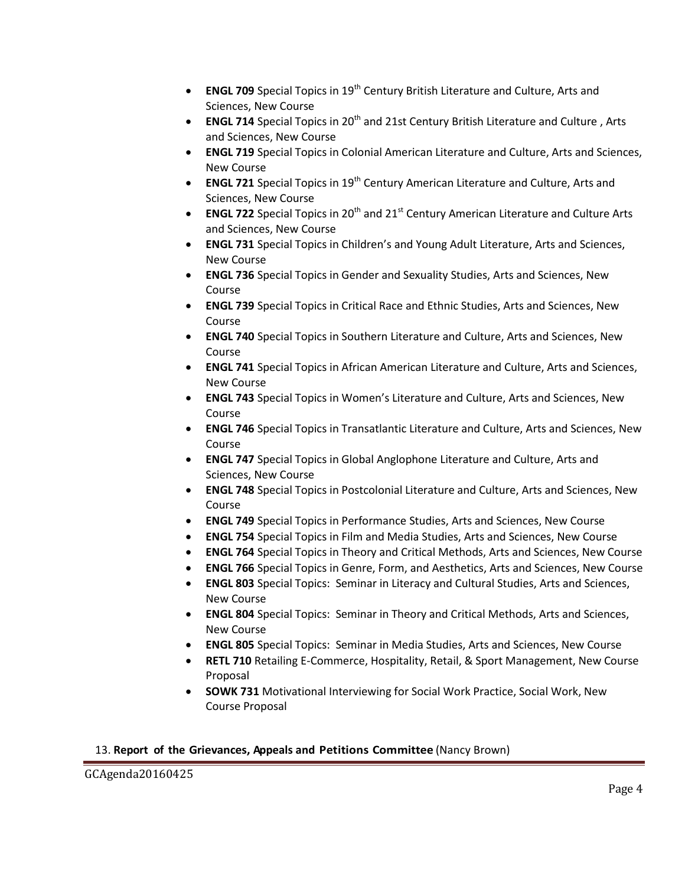- **ENGL 709** Special Topics in 19th Century British Literature and Culture, Arts and Sciences, New Course
- **ENGL 714** Special Topics in 20th and 21st Century British Literature and Culture , Arts and Sciences, New Course
- **ENGL 719** Special Topics in Colonial American Literature and Culture, Arts and Sciences, New Course
- **ENGL 721** Special Topics in 19th Century American Literature and Culture, Arts and Sciences, New Course
- **ENGL 722** Special Topics in 20th and 21st Century American Literature and Culture Arts and Sciences, New Course
- **ENGL 731** Special Topics in Children's and Young Adult Literature, Arts and Sciences, New Course
- **ENGL 736** Special Topics in Gender and Sexuality Studies, Arts and Sciences, New Course
- **ENGL 739** Special Topics in Critical Race and Ethnic Studies, Arts and Sciences, New Course
- **ENGL 740** Special Topics in Southern Literature and Culture, Arts and Sciences, New Course
- **ENGL 741** Special Topics in African American Literature and Culture, Arts and Sciences, New Course
- **ENGL 743** Special Topics in Women's Literature and Culture, Arts and Sciences, New Course
- **ENGL 746** Special Topics in Transatlantic Literature and Culture, Arts and Sciences, New Course
- **ENGL 747** Special Topics in Global Anglophone Literature and Culture, Arts and Sciences, New Course
- **ENGL 748** Special Topics in Postcolonial Literature and Culture, Arts and Sciences, New Course
- **ENGL 749** Special Topics in Performance Studies, Arts and Sciences, New Course
- **ENGL 754** Special Topics in Film and Media Studies, Arts and Sciences, New Course
- **ENGL 764** Special Topics in Theory and Critical Methods, Arts and Sciences, New Course
- **ENGL 766** Special Topics in Genre, Form, and Aesthetics, Arts and Sciences, New Course
- **ENGL 803** Special Topics: Seminar in Literacy and Cultural Studies, Arts and Sciences, New Course
- **ENGL 804** Special Topics: Seminar in Theory and Critical Methods, Arts and Sciences, New Course
- **ENGL 805** Special Topics: Seminar in Media Studies, Arts and Sciences, New Course
- **RETL 710** Retailing E-Commerce, Hospitality, Retail, & Sport Management, New Course Proposal
- **SOWK 731** Motivational Interviewing for Social Work Practice, Social Work, New Course Proposal

13. **Report of the Grievances, Appeals and Petitions Committee** (Nancy Brown)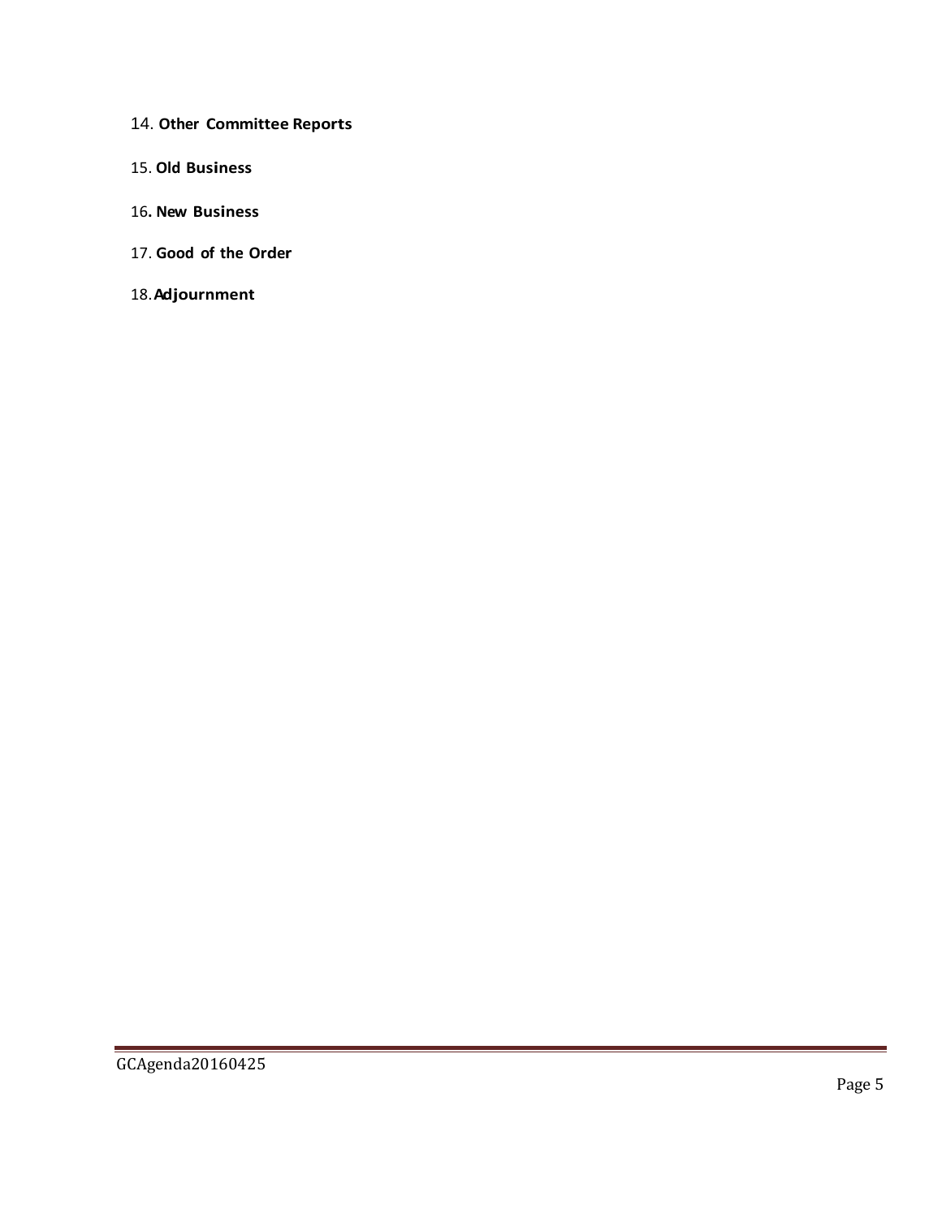14. **Other Committee Reports**

15. **Old Business**

16. **New Business**

17. **Good of the Order**

18. **Adjournment**